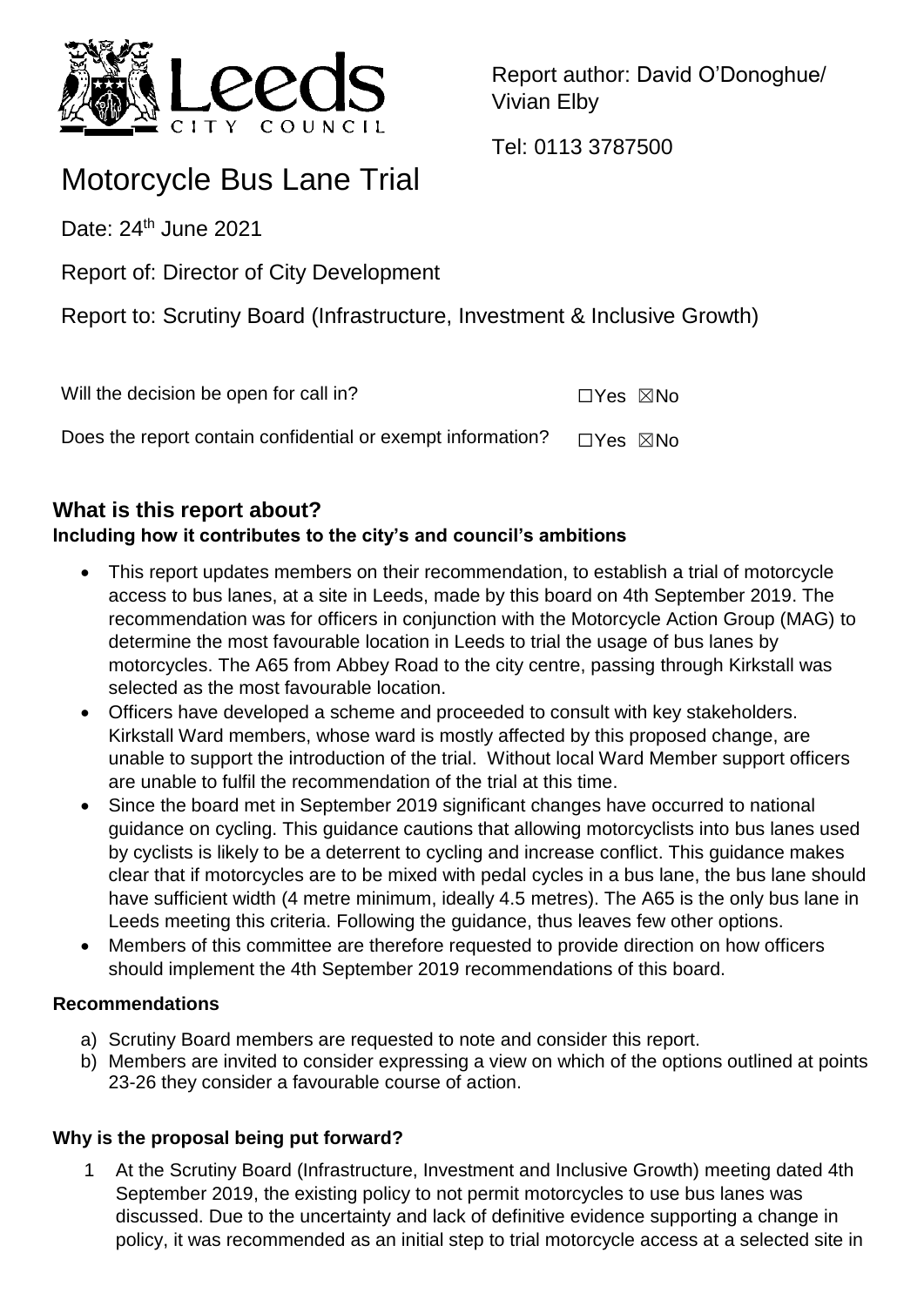Report author: David O'Donoghue/ Vivian Elby

Tel: 0113 3787500

# Motorcycle Bus Lane Trial

Date: 24th June 2021

Report of: Director of City Development

Report to: Scrutiny Board (Infrastructure, Investment & Inclusive Growth)

Will the decision be open for call in? ☐Yes ☒No

Does the report contain confidential or exempt information? ☐Yes ☒No

## What is this report about?

### Including how it contributes to the city's and council's ambitions

- This report updates members on their recommendation, to establish a trial of motorcycle access to bus lanes, at a site in Leeds, made by this board on 4th September 2019. The recommendation was for officers in conjunction with the Motorcycle Action Group (MAG) to determine the most favourable location in Leeds to trial the usage of bus lanes by motorcycles. The A65 from Abbey Road to the city centre, passing through Kirkstall was selected as the most favourable location.
- Officers have developed a scheme and proceeded to consult with key stakeholders. Kirkstall Ward members, whose ward is mostly affected by this proposed change, are unable to support the introduction of the trial. Without local Ward Member support officers are unable to fulfil the recommendation of the trial at this time.
- Since the board met in September 2019 significant changes have occurred to national guidance on cycling. This guidance cautions that allowing motorcyclists into bus lanes used by cyclists is likely to be a deterrent to cycling and increase conflict. This guidance makes clear that if motorcycles are to be mixed with pedal cycles in a bus lane, the bus lane should have sufficient width (4 metre minimum, ideally 4.5 metres). The A65 is the only bus lane in Leeds meeting this criteria. Following the guidance, thus leaves few other options.
- Members of this committee are therefore requested to provide direction on how officers should implement the 4th September 2019 recommendations of this board.

### Recommendations

a) Scrutiny Board members are requested to note and consider this report.

b) Members are invited to consider expressing a view on which of the options outlined at points 23-26 they consider a favourable course of action.

### Why is the proposal being put forward?

1 At the Scrutiny Board (Infrastructure, Investment and Inclusive Growth) meeting dated 4th September 2019, the existing policy to not permit motorcycles to use bus lanes was discussed. Due to the uncertainty and lack of definitive evidence supporting a change in policy, it was recommended as an initial step to trial motorcycle access at a selected site in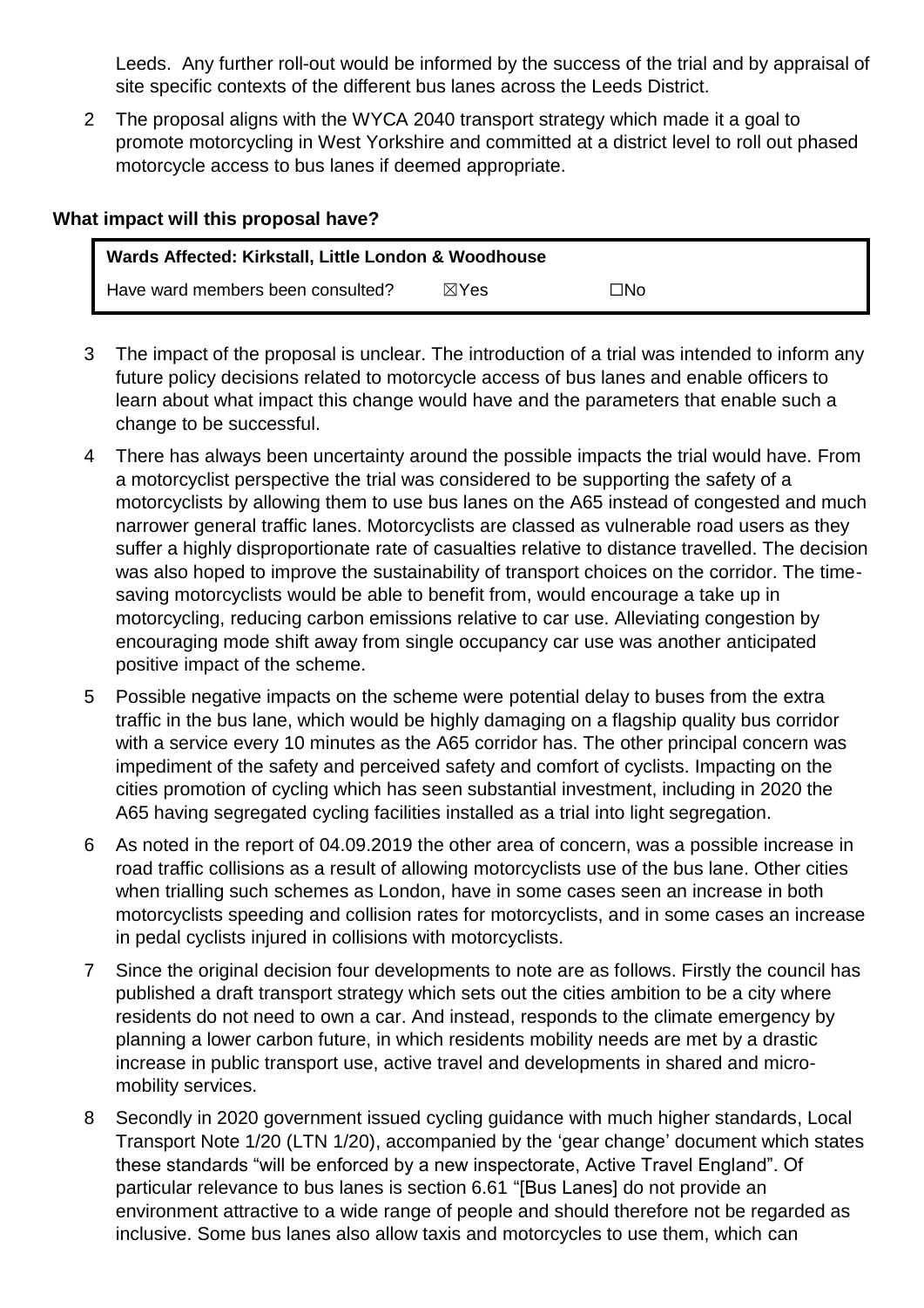Leeds. Any further roll-out would be informed by the success of the trial and by appraisal of site specific contexts of the different bus lanes across the Leeds District.

2 The proposal aligns with the WYCA 2040 transport strategy which made it a goal to promote motorcycling in West Yorkshire and committed at a district level to roll out phased motorcycle access to bus lanes if deemed appropriate.

**What impact will this proposal have?**

| **Wards Affected: Kirkstall, Little London & Woodhouse** | | |
|---|---|---|
| Have ward members been consulted? | ☒Yes | ☐No |

3 The impact of the proposal is unclear. The introduction of a trial was intended to inform any future policy decisions related to motorcycle access of bus lanes and enable officers to learn about what impact this change would have and the parameters that enable such a change to be successful.

4 There has always been uncertainty around the possible impacts the trial would have. From a motorcyclist perspective the trial was considered to be supporting the safety of a motorcyclists by allowing them to use bus lanes on the A65 instead of congested and much narrower general traffic lanes. Motorcyclists are classed as vulnerable road users as they suffer a highly disproportionate rate of casualties relative to distance travelled. The decision was also hoped to improve the sustainability of transport choices on the corridor. The time-saving motorcyclists would be able to benefit from, would encourage a take up in motorcycling, reducing carbon emissions relative to car use. Alleviating congestion by encouraging mode shift away from single occupancy car use was another anticipated positive impact of the scheme.

5 Possible negative impacts on the scheme were potential delay to buses from the extra traffic in the bus lane, which would be highly damaging on a flagship quality bus corridor with a service every 10 minutes as the A65 corridor has. The other principal concern was impediment of the safety and perceived safety and comfort of cyclists. Impacting on the cities promotion of cycling which has seen substantial investment, including in 2020 the A65 having segregated cycling facilities installed as a trial into light segregation.

6 As noted in the report of 04.09.2019 the other area of concern, was a possible increase in road traffic collisions as a result of allowing motorcyclists use of the bus lane. Other cities when trialling such schemes as London, have in some cases seen an increase in both motorcyclists speeding and collision rates for motorcyclists, and in some cases an increase in pedal cyclists injured in collisions with motorcyclists.

7 Since the original decision four developments to note are as follows. Firstly the council has published a draft transport strategy which sets out the cities ambition to be a city where residents do not need to own a car. And instead, responds to the climate emergency by planning a lower carbon future, in which residents mobility needs are met by a drastic increase in public transport use, active travel and developments in shared and micro-mobility services.

8 Secondly in 2020 government issued cycling guidance with much higher standards, Local Transport Note 1/20 (LTN 1/20), accompanied by the 'gear change' document which states these standards "will be enforced by a new inspectorate, Active Travel England". Of particular relevance to bus lanes is section 6.61 "[Bus Lanes] do not provide an environment attractive to a wide range of people and should therefore not be regarded as inclusive. Some bus lanes also allow taxis and motorcycles to use them, which can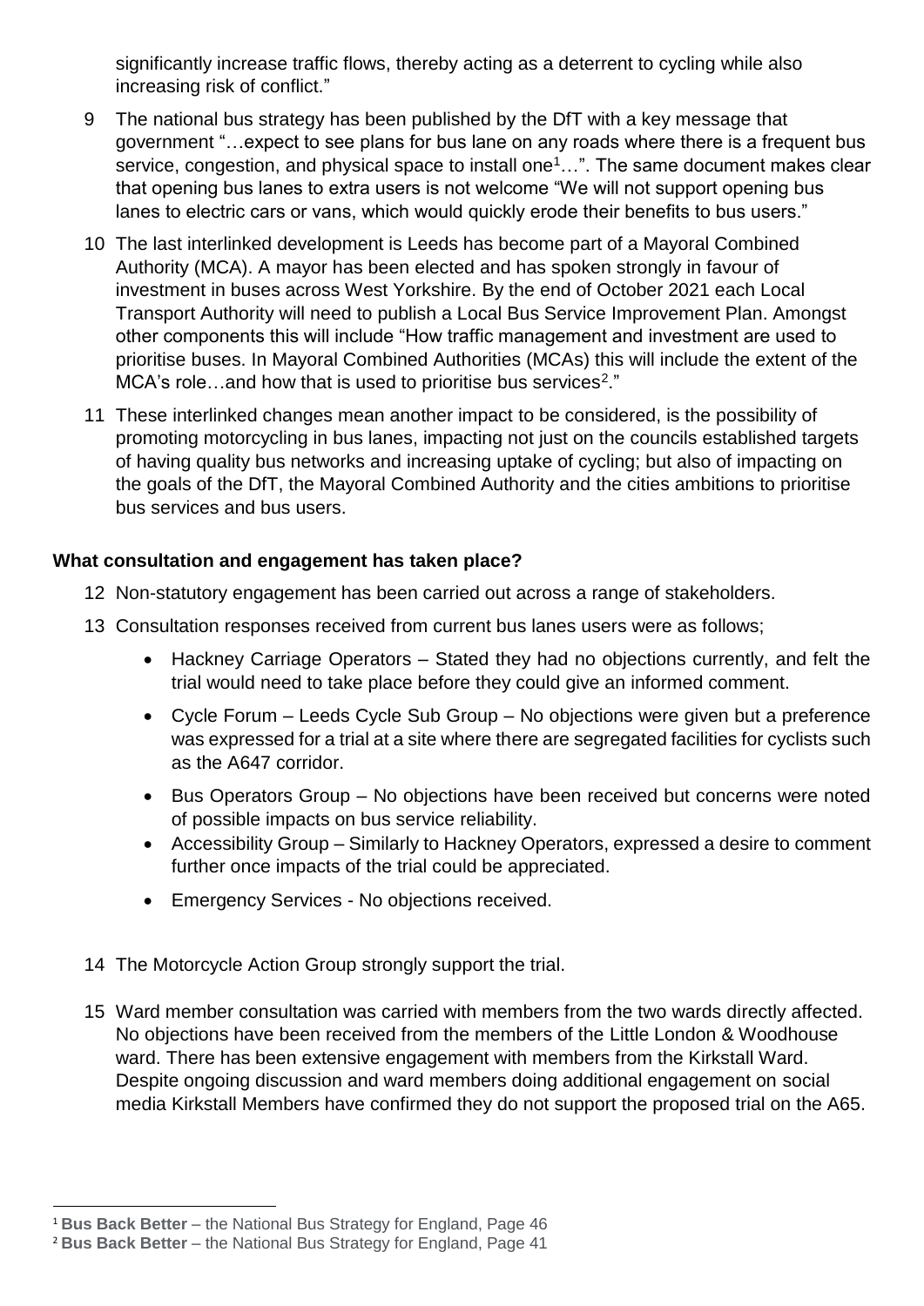significantly increase traffic flows, thereby acting as a deterrent to cycling while also increasing risk of conflict."

9 The national bus strategy has been published by the DfT with a key message that government "…expect to see plans for bus lane on any roads where there is a frequent bus service, congestion, and physical space to install one[1]…". The same document makes clear that opening bus lanes to extra users is not welcome "We will not support opening bus lanes to electric cars or vans, which would quickly erode their benefits to bus users."

10 The last interlinked development is Leeds has become part of a Mayoral Combined Authority (MCA). A mayor has been elected and has spoken strongly in favour of investment in buses across West Yorkshire. By the end of October 2021 each Local Transport Authority will need to publish a Local Bus Service Improvement Plan. Amongst other components this will include "How traffic management and investment are used to prioritise buses. In Mayoral Combined Authorities (MCAs) this will include the extent of the MCA's role…and how that is used to prioritise bus services[2]."

11 These interlinked changes mean another impact to be considered, is the possibility of promoting motorcycling in bus lanes, impacting not just on the councils established targets of having quality bus networks and increasing uptake of cycling; but also of impacting on the goals of the DfT, the Mayoral Combined Authority and the cities ambitions to prioritise bus services and bus users.

**What consultation and engagement has taken place?**

12 Non-statutory engagement has been carried out across a range of stakeholders.

13 Consultation responses received from current bus lanes users were as follows;

- Hackney Carriage Operators – Stated they had no objections currently, and felt the trial would need to take place before they could give an informed comment.
- Cycle Forum – Leeds Cycle Sub Group – No objections were given but a preference was expressed for a trial at a site where there are segregated facilities for cyclists such as the A647 corridor.
- Bus Operators Group – No objections have been received but concerns were noted of possible impacts on bus service reliability.
- Accessibility Group – Similarly to Hackney Operators, expressed a desire to comment further once impacts of the trial could be appreciated.
- Emergency Services - No objections received.

14 The Motorcycle Action Group strongly support the trial.

15 Ward member consultation was carried with members from the two wards directly affected. No objections have been received from the members of the Little London & Woodhouse ward. There has been extensive engagement with members from the Kirkstall Ward. Despite ongoing discussion and ward members doing additional engagement on social media Kirkstall Members have confirmed they do not support the proposed trial on the A65.

---

[1] **Bus Back Better** – the National Bus Strategy for England, Page 46

[2] **Bus Back Better** – the National Bus Strategy for England, Page 41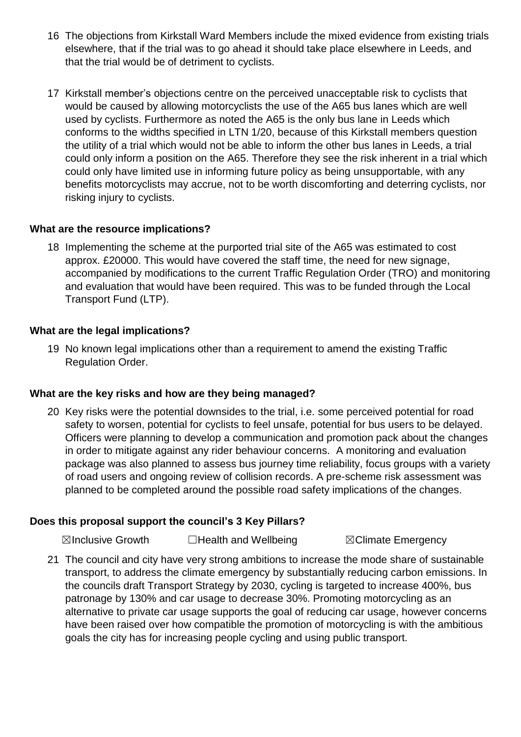16 The objections from Kirkstall Ward Members include the mixed evidence from existing trials elsewhere, that if the trial was to go ahead it should take place elsewhere in Leeds, and that the trial would be of detriment to cyclists.

17 Kirkstall member's objections centre on the perceived unacceptable risk to cyclists that would be caused by allowing motorcyclists the use of the A65 bus lanes which are well used by cyclists. Furthermore as noted the A65 is the only bus lane in Leeds which conforms to the widths specified in LTN 1/20, because of this Kirkstall members question the utility of a trial which would not be able to inform the other bus lanes in Leeds, a trial could only inform a position on the A65. Therefore they see the risk inherent in a trial which could only have limited use in informing future policy as being unsupportable, with any benefits motorcyclists may accrue, not to be worth discomforting and deterring cyclists, nor risking injury to cyclists.

**What are the resource implications?**

18 Implementing the scheme at the purported trial site of the A65 was estimated to cost approx. £20000. This would have covered the staff time, the need for new signage, accompanied by modifications to the current Traffic Regulation Order (TRO) and monitoring and evaluation that would have been required. This was to be funded through the Local Transport Fund (LTP).

**What are the legal implications?**

19 No known legal implications other than a requirement to amend the existing Traffic Regulation Order.

**What are the key risks and how are they being managed?**

20 Key risks were the potential downsides to the trial, i.e. some perceived potential for road safety to worsen, potential for cyclists to feel unsafe, potential for bus users to be delayed. Officers were planning to develop a communication and promotion pack about the changes in order to mitigate against any rider behaviour concerns. A monitoring and evaluation package was also planned to assess bus journey time reliability, focus groups with a variety of road users and ongoing review of collision records. A pre-scheme risk assessment was planned to be completed around the possible road safety implications of the changes.

**Does this proposal support the council's 3 Key Pillars?**

☒Inclusive Growth ☐Health and Wellbeing ☒Climate Emergency

21 The council and city have very strong ambitions to increase the mode share of sustainable transport, to address the climate emergency by substantially reducing carbon emissions. In the councils draft Transport Strategy by 2030, cycling is targeted to increase 400%, bus patronage by 130% and car usage to decrease 30%. Promoting motorcycling as an alternative to private car usage supports the goal of reducing car usage, however concerns have been raised over how compatible the promotion of motorcycling is with the ambitious goals the city has for increasing people cycling and using public transport.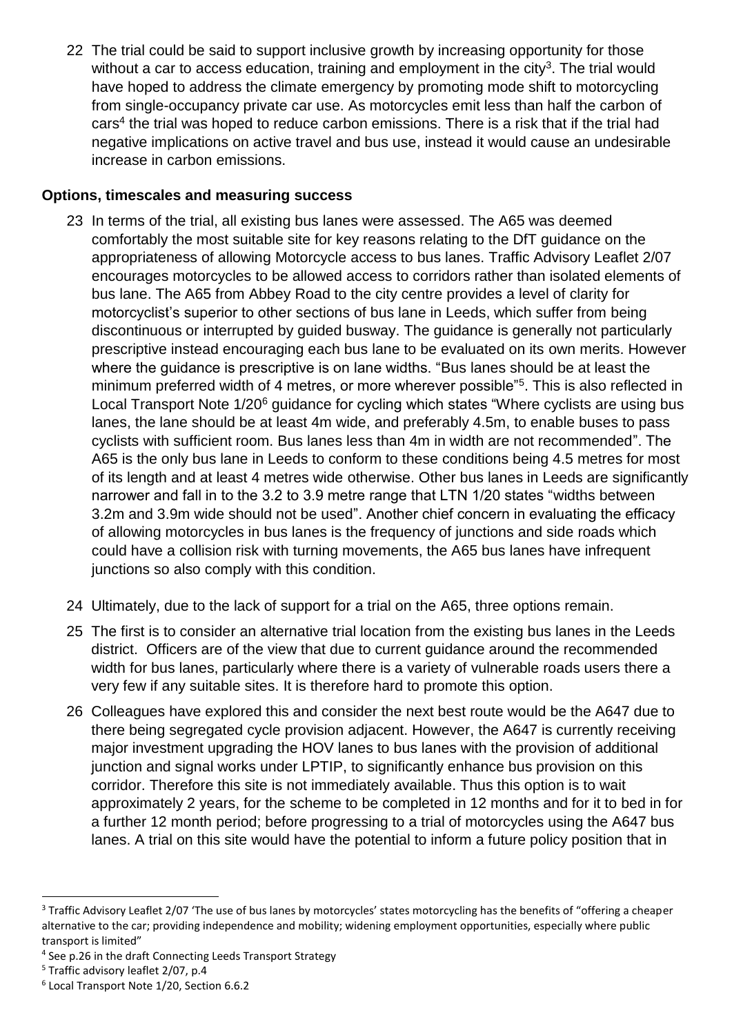22 The trial could be said to support inclusive growth by increasing opportunity for those without a car to access education, training and employment in the city[3]. The trial would have hoped to address the climate emergency by promoting mode shift to motorcycling from single-occupancy private car use. As motorcycles emit less than half the carbon of cars[4] the trial was hoped to reduce carbon emissions. There is a risk that if the trial had negative implications on active travel and bus use, instead it would cause an undesirable increase in carbon emissions.

**Options, timescales and measuring success**

23 In terms of the trial, all existing bus lanes were assessed. The A65 was deemed comfortably the most suitable site for key reasons relating to the DfT guidance on the appropriateness of allowing Motorcycle access to bus lanes. Traffic Advisory Leaflet 2/07 encourages motorcycles to be allowed access to corridors rather than isolated elements of bus lane. The A65 from Abbey Road to the city centre provides a level of clarity for motorcyclist's superior to other sections of bus lane in Leeds, which suffer from being discontinuous or interrupted by guided busway. The guidance is generally not particularly prescriptive instead encouraging each bus lane to be evaluated on its own merits. However where the guidance is prescriptive is on lane widths. "Bus lanes should be at least the minimum preferred width of 4 metres, or more wherever possible"[5]. This is also reflected in Local Transport Note 1/20[6] guidance for cycling which states "Where cyclists are using bus lanes, the lane should be at least 4m wide, and preferably 4.5m, to enable buses to pass cyclists with sufficient room. Bus lanes less than 4m in width are not recommended". The A65 is the only bus lane in Leeds to conform to these conditions being 4.5 metres for most of its length and at least 4 metres wide otherwise. Other bus lanes in Leeds are significantly narrower and fall in to the 3.2 to 3.9 metre range that LTN 1/20 states "widths between 3.2m and 3.9m wide should not be used". Another chief concern in evaluating the efficacy of allowing motorcycles in bus lanes is the frequency of junctions and side roads which could have a collision risk with turning movements, the A65 bus lanes have infrequent junctions so also comply with this condition.

24 Ultimately, due to the lack of support for a trial on the A65, three options remain.

25 The first is to consider an alternative trial location from the existing bus lanes in the Leeds district. Officers are of the view that due to current guidance around the recommended width for bus lanes, particularly where there is a variety of vulnerable roads users there a very few if any suitable sites. It is therefore hard to promote this option.

26 Colleagues have explored this and consider the next best route would be the A647 due to there being segregated cycle provision adjacent. However, the A647 is currently receiving major investment upgrading the HOV lanes to bus lanes with the provision of additional junction and signal works under LPTIP, to significantly enhance bus provision on this corridor. Therefore this site is not immediately available. Thus this option is to wait approximately 2 years, for the scheme to be completed in 12 months and for it to bed in for a further 12 month period; before progressing to a trial of motorcycles using the A647 bus lanes. A trial on this site would have the potential to inform a future policy position that in

---

[3] Traffic Advisory Leaflet 2/07 'The use of bus lanes by motorcycles' states motorcycling has the benefits of "offering a cheaper alternative to the car; providing independence and mobility; widening employment opportunities, especially where public transport is limited"

[4] See p.26 in the draft Connecting Leeds Transport Strategy

[5] Traffic advisory leaflet 2/07, p.4

[6] Local Transport Note 1/20, Section 6.6.2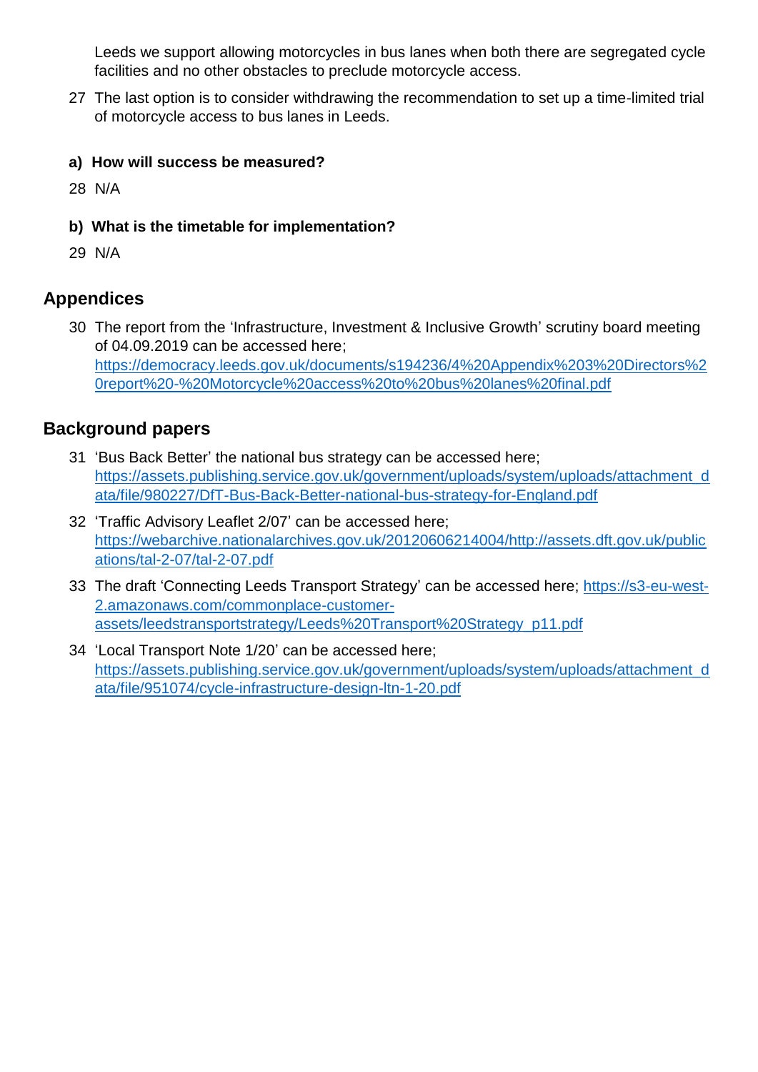Leeds we support allowing motorcycles in bus lanes when both there are segregated cycle facilities and no other obstacles to preclude motorcycle access.

27 The last option is to consider withdrawing the recommendation to set up a time-limited trial of motorcycle access to bus lanes in Leeds.

**a) How will success be measured?**

28 N/A

**b) What is the timetable for implementation?**

29 N/A

## Appendices

30 The report from the 'Infrastructure, Investment & Inclusive Growth' scrutiny board meeting of 04.09.2019 can be accessed here; https://democracy.leeds.gov.uk/documents/s194236/4%20Appendix%203%20Directors%20report%20-%20Motorcycle%20access%20to%20bus%20lanes%20final.pdf

## Background papers

31 'Bus Back Better' the national bus strategy can be accessed here; https://assets.publishing.service.gov.uk/government/uploads/system/uploads/attachment_data/file/980227/DfT-Bus-Back-Better-national-bus-strategy-for-England.pdf

32 'Traffic Advisory Leaflet 2/07' can be accessed here; https://webarchive.nationalarchives.gov.uk/20120606214004/http://assets.dft.gov.uk/publications/tal-2-07/tal-2-07.pdf

33 The draft 'Connecting Leeds Transport Strategy' can be accessed here; https://s3-eu-west-2.amazonaws.com/commonplace-customer-assets/leedstransportstrategy/Leeds%20Transport%20Strategy_p11.pdf

34 'Local Transport Note 1/20' can be accessed here; https://assets.publishing.service.gov.uk/government/uploads/system/uploads/attachment_data/file/951074/cycle-infrastructure-design-ltn-1-20.pdf